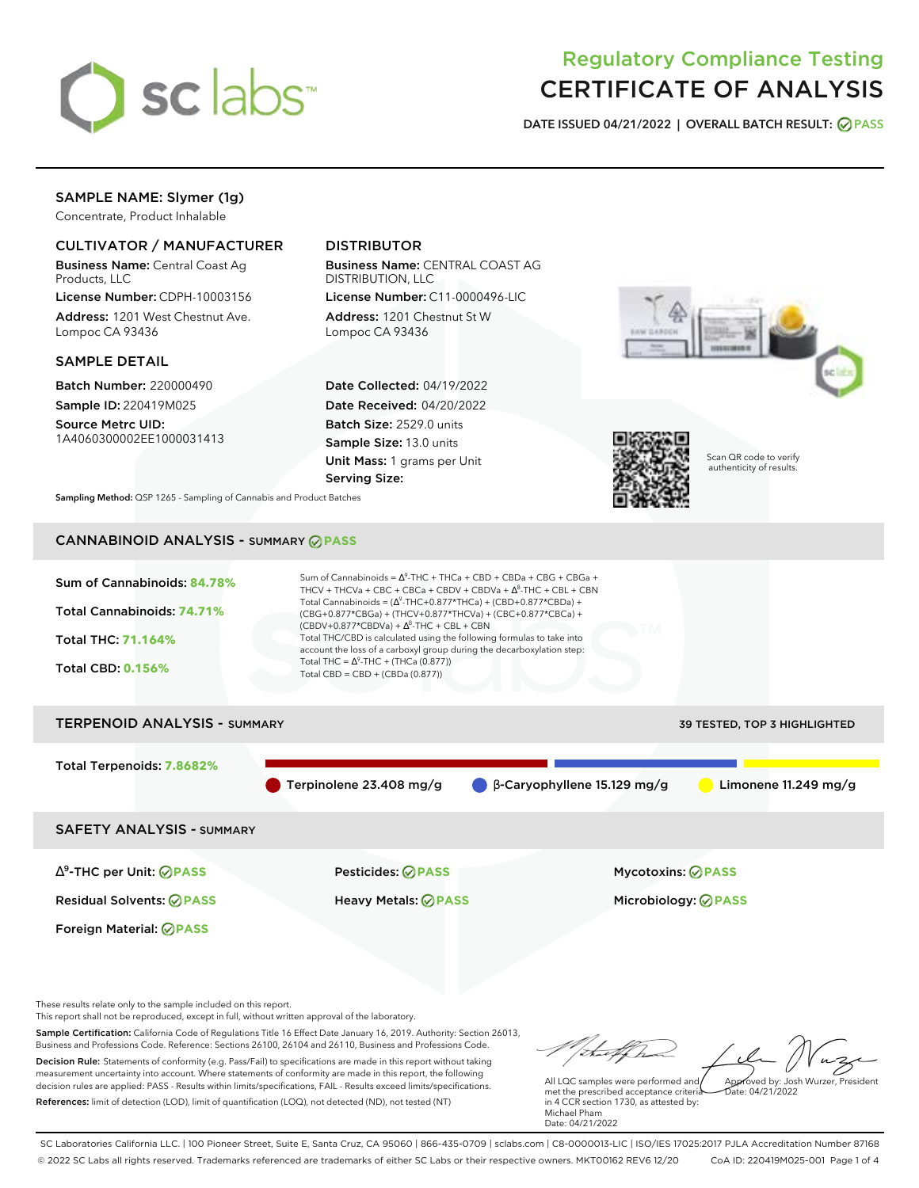# Regulatory Compliance Testing
# CERTIFICATE OF ANALYSIS

**DATE ISSUED 04/21/2022 | OVERALL BATCH RESULT: PASS**

## SAMPLE NAME: Slymer (1g)

Concentrate, Product Inhalable

### CULTIVATOR / MANUFACTURER

**Business Name:** Central Coast Ag Products, LLC
**License Number:** CDPH-10003156
**Address:** 1201 West Chestnut Ave. Lompoc CA 93436

### DISTRIBUTOR

**Business Name:** CENTRAL COAST AG DISTRIBUTION, LLC
**License Number:** C11-0000496-LIC
**Address:** 1201 Chestnut St W Lompoc CA 93436

### SAMPLE DETAIL

**Batch Number:** 220000490
**Sample ID:** 220419M025
**Source Metrc UID:** 1A4060300002EE1000031413

**Date Collected:** 04/19/2022
**Date Received:** 04/20/2022
**Batch Size:** 2529.0 units
**Sample Size:** 13.0 units
**Unit Mass:** 1 grams per Unit
**Serving Size:**

Scan QR code to verify authenticity of results.

**Sampling Method:** QSP 1265 - Sampling of Cannabis and Product Batches

## CANNABINOID ANALYSIS - SUMMARY PASS

**Sum of Cannabinoids:** 84.78%
**Total Cannabinoids:** 74.71%
**Total THC:** 71.164%
**Total CBD:** 0.156%

Sum of Cannabinoids = $\Delta^9$-THC + THCa + CBD + CBDa + CBG + CBGa + THCV + THCVa + CBC + CBCa + CBDV + CBDVa + $\Delta^8$-THC + CBL + CBN
Total Cannabinoids = ($\Delta^9$-THC+0.877*THCa) + (CBD+0.877*CBDa) + (CBG+0.877*CBGa) + (THCV+0.877*THCVa) + (CBC+0.877*CBCa) + (CBDV+0.877*CBDVa) + $\Delta^8$-THC + CBL + CBN
Total THC/CBD is calculated using the following formulas to take into account the loss of a carboxyl group during the decarboxylation step:
Total THC = $\Delta^9$-THC + (THCa (0.877))
Total CBD = CBD + (CBDa (0.877))

## TERPENOID ANALYSIS - SUMMARY

39 TESTED, TOP 3 HIGHLIGHTED

**Total Terpenoids:** 7.8682%

- Terpinolene 23.408 mg/g
- β-Caryophyllene 15.129 mg/g
- Limonene 11.249 mg/g

## SAFETY ANALYSIS - SUMMARY

| | | |
|---|---|---|
| $\Delta^9$-THC per Unit: PASS | Pesticides: PASS | Mycotoxins: PASS |
| Residual Solvents: PASS | Heavy Metals: PASS | Microbiology: PASS |
| Foreign Material: PASS | | |

These results relate only to the sample included on this report.
This report shall not be reproduced, except in full, without written approval of the laboratory.

**Sample Certification:** California Code of Regulations Title 16 Effect Date January 16, 2019. Authority: Section 26013, Business and Professions Code. Reference: Sections 26100, 26104 and 26110, Business and Professions Code.

**Decision Rule:** Statements of conformity (e.g. Pass/Fail) to specifications are made in this report without taking measurement uncertainty into account. Where statements of conformity are made in this report, the following decision rules are applied: PASS - Results within limits/specifications, FAIL - Results exceed limits/specifications.

**References:** limit of detection (LOD), limit of quantification (LOQ), not detected (ND), not tested (NT)

All LQC samples were performed and met the prescribed acceptance criteria in 4 CCR section 1730, as attested by: Michael Pham
Date: 04/21/2022

Approved by: Josh Wurzer, President
Date: 04/21/2022

SC Laboratories California LLC. | 100 Pioneer Street, Suite E, Santa Cruz, CA 95060 | 866-435-0709 | sclabs.com | C8-0000013-LIC | ISO/IES 17025:2017 PJLA Accreditation Number 87168
© 2022 SC Labs all rights reserved. Trademarks referenced are trademarks of either SC Labs or their respective owners. MKT00162 REV6 12/20 CoA ID: 220419M025-001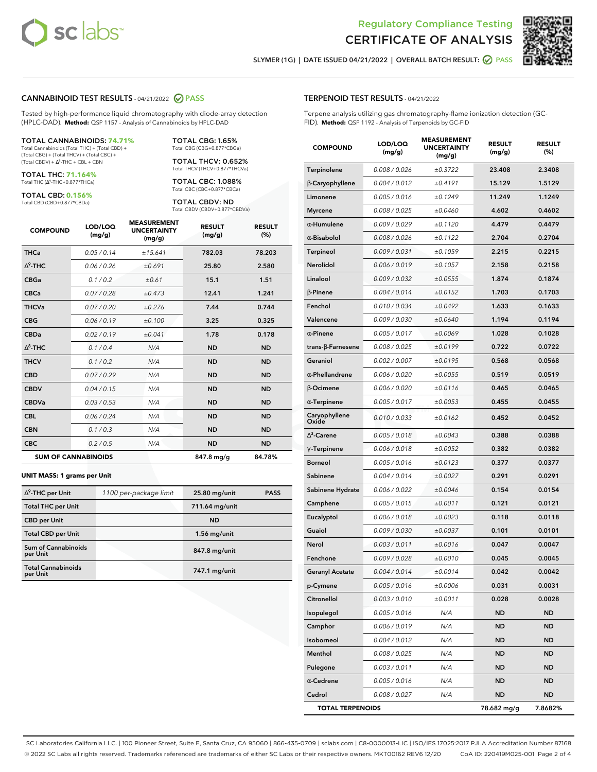Regulatory Compliance Testing
# CERTIFICATE OF ANALYSIS

SLYMER (1G) | DATE ISSUED 04/21/2022 | OVERALL BATCH RESULT: PASS

## CANNABINOID TEST RESULTS - 04/21/2022 PASS

Tested by high-performance liquid chromatography with diode-array detection (HPLC-DAD). **Method:** QSP 1157 - Analysis of Cannabinoids by HPLC-DAD

**TOTAL CANNABINOIDS: 74.71%**
Total Cannabinoids (Total THC) + (Total CBD) + (Total CBG) + (Total THCV) + (Total CBC) + (Total CBDV) + $\Delta^8$-THC + CBL + CBN

**TOTAL THC: 71.164%**
Total THC ($\Delta^9$-THC+0.877*THCa)

**TOTAL CBD: 0.156%**
Total CBD (CBD+0.877*CBDa)

**TOTAL CBG: 1.65%**
Total CBG (CBG+0.877*CBGa)

**TOTAL THCV: 0.652%**
Total THCV (THCV+0.877*THCVa)

**TOTAL CBC: 1.088%**
Total CBC (CBC+0.877*CBCa)

**TOTAL CBDV: ND**
Total CBDV (CBDV+0.877*CBDVa)

| COMPOUND | LOD/LOQ (mg/g) | MEASUREMENT UNCERTAINTY (mg/g) | RESULT (mg/g) | RESULT (%) |
|---|---|---|---|---|
| THCa | 0.05 / 0.14 | ±15.641 | 782.03 | 78.203 |
| $\Delta^9$-THC | 0.06 / 0.26 | ±0.691 | 25.80 | 2.580 |
| CBGa | 0.1 / 0.2 | ±0.61 | 15.1 | 1.51 |
| CBCa | 0.07 / 0.28 | ±0.473 | 12.41 | 1.241 |
| THCVa | 0.07 / 0.20 | ±0.276 | 7.44 | 0.744 |
| CBG | 0.06 / 0.19 | ±0.100 | 3.25 | 0.325 |
| CBDa | 0.02 / 0.19 | ±0.041 | 1.78 | 0.178 |
| $\Delta^8$-THC | 0.1 / 0.4 | N/A | ND | ND |
| THCV | 0.1 / 0.2 | N/A | ND | ND |
| CBD | 0.07 / 0.29 | N/A | ND | ND |
| CBDV | 0.04 / 0.15 | N/A | ND | ND |
| CBDVa | 0.03 / 0.53 | N/A | ND | ND |
| CBL | 0.06 / 0.24 | N/A | ND | ND |
| CBN | 0.1 / 0.3 | N/A | ND | ND |
| CBC | 0.2 / 0.5 | N/A | ND | ND |
| **SUM OF CANNABINOIDS** | | | **847.8 mg/g** | **84.78%** |

**UNIT MASS: 1 grams per Unit**

| | | | |
|---|---|---|---|
| $\Delta^9$-THC per Unit | 1100 per-package limit | 25.80 mg/unit | PASS |
| Total THC per Unit | | 711.64 mg/unit | |
| CBD per Unit | | ND | |
| Total CBD per Unit | | 1.56 mg/unit | |
| Sum of Cannabinoids per Unit | | 847.8 mg/unit | |
| Total Cannabinoids per Unit | | 747.1 mg/unit | |

## TERPENOID TEST RESULTS - 04/21/2022

Terpene analysis utilizing gas chromatography-flame ionization detection (GC-FID). **Method:** QSP 1192 - Analysis of Terpenoids by GC-FID

| COMPOUND | LOD/LOQ (mg/g) | MEASUREMENT UNCERTAINTY (mg/g) | RESULT (mg/g) | RESULT (%) |
|---|---|---|---|---|
| Terpinolene | 0.008 / 0.026 | ±0.3722 | 23.408 | 2.3408 |
| β-Caryophyllene | 0.004 / 0.012 | ±0.4191 | 15.129 | 1.5129 |
| Limonene | 0.005 / 0.016 | ±0.1249 | 11.249 | 1.1249 |
| Myrcene | 0.008 / 0.025 | ±0.0460 | 4.602 | 0.4602 |
| α-Humulene | 0.009 / 0.029 | ±0.1120 | 4.479 | 0.4479 |
| α-Bisabolol | 0.008 / 0.026 | ±0.1122 | 2.704 | 0.2704 |
| Terpineol | 0.009 / 0.031 | ±0.1059 | 2.215 | 0.2215 |
| Nerolidol | 0.006 / 0.019 | ±0.1057 | 2.158 | 0.2158 |
| Linalool | 0.009 / 0.032 | ±0.0555 | 1.874 | 0.1874 |
| β-Pinene | 0.004 / 0.014 | ±0.0152 | 1.703 | 0.1703 |
| Fenchol | 0.010 / 0.034 | ±0.0492 | 1.633 | 0.1633 |
| Valencene | 0.009 / 0.030 | ±0.0640 | 1.194 | 0.1194 |
| α-Pinene | 0.005 / 0.017 | ±0.0069 | 1.028 | 0.1028 |
| trans-β-Farnesene | 0.008 / 0.025 | ±0.0199 | 0.722 | 0.0722 |
| Geraniol | 0.002 / 0.007 | ±0.0195 | 0.568 | 0.0568 |
| α-Phellandrene | 0.006 / 0.020 | ±0.0055 | 0.519 | 0.0519 |
| β-Ocimene | 0.006 / 0.020 | ±0.0116 | 0.465 | 0.0465 |
| α-Terpinene | 0.005 / 0.017 | ±0.0053 | 0.455 | 0.0455 |
| Caryophyllene Oxide | 0.010 / 0.033 | ±0.0162 | 0.452 | 0.0452 |
| $\Delta^3$-Carene | 0.005 / 0.018 | ±0.0043 | 0.388 | 0.0388 |
| γ-Terpinene | 0.006 / 0.018 | ±0.0052 | 0.382 | 0.0382 |
| Borneol | 0.005 / 0.016 | ±0.0123 | 0.377 | 0.0377 |
| Sabinene | 0.004 / 0.014 | ±0.0027 | 0.291 | 0.0291 |
| Sabinene Hydrate | 0.006 / 0.022 | ±0.0046 | 0.154 | 0.0154 |
| Camphene | 0.005 / 0.015 | ±0.0011 | 0.121 | 0.0121 |
| Eucalyptol | 0.006 / 0.018 | ±0.0023 | 0.118 | 0.0118 |
| Guaiol | 0.009 / 0.030 | ±0.0037 | 0.101 | 0.0101 |
| Nerol | 0.003 / 0.011 | ±0.0016 | 0.047 | 0.0047 |
| Fenchone | 0.009 / 0.028 | ±0.0010 | 0.045 | 0.0045 |
| Geranyl Acetate | 0.004 / 0.014 | ±0.0014 | 0.042 | 0.0042 |
| p-Cymene | 0.005 / 0.016 | ±0.0006 | 0.031 | 0.0031 |
| Citronellol | 0.003 / 0.010 | ±0.0011 | 0.028 | 0.0028 |
| Isopulegol | 0.005 / 0.016 | N/A | ND | ND |
| Camphor | 0.006 / 0.019 | N/A | ND | ND |
| Isoborneol | 0.004 / 0.012 | N/A | ND | ND |
| Menthol | 0.008 / 0.025 | N/A | ND | ND |
| Pulegone | 0.003 / 0.011 | N/A | ND | ND |
| α-Cedrene | 0.005 / 0.016 | N/A | ND | ND |
| Cedrol | 0.008 / 0.027 | N/A | ND | ND |
| **TOTAL TERPENOIDS** | | | **78.682 mg/g** | **7.8682%** |

SC Laboratories California LLC. | 100 Pioneer Street, Suite E, Santa Cruz, CA 95060 | 866-435-0709 | sclabs.com | C8-0000013-LIC | ISO/IES 17025:2017 PJLA Accreditation Number 87168
© 2022 SC Labs all rights reserved. Trademarks referenced are trademarks of either SC Labs or their respective owners. MKT00162 REV6 12/20 CoA ID: 220419M025-001